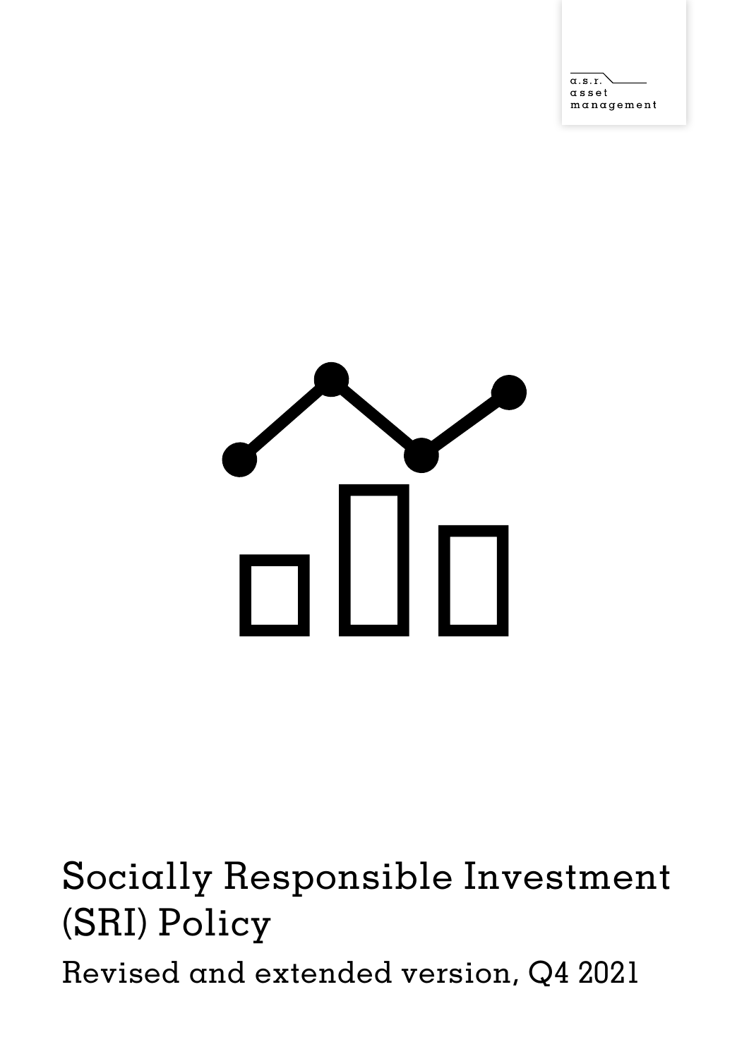a.s.r. asset management

# Socially Responsible Investment (SRI) Policy

Revised and extended version, Q4 2021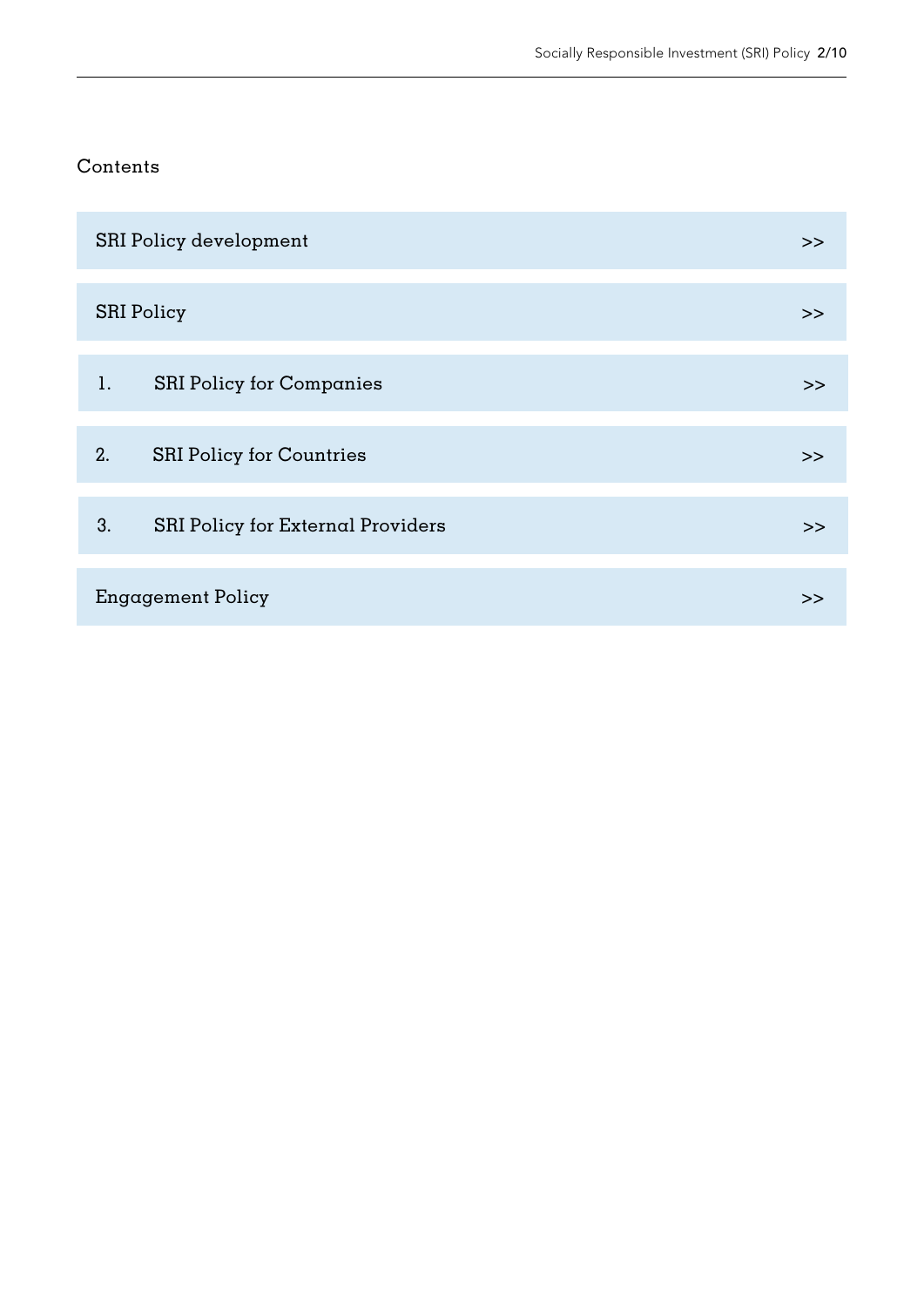## Contents

- SRI Policy development >>
- SRI Policy >>
- 1. SRI Policy for Companies >>
- 2. SRI Policy for Countries >>
- 3. SRI Policy for External Providers >>
- Engagement Policy >>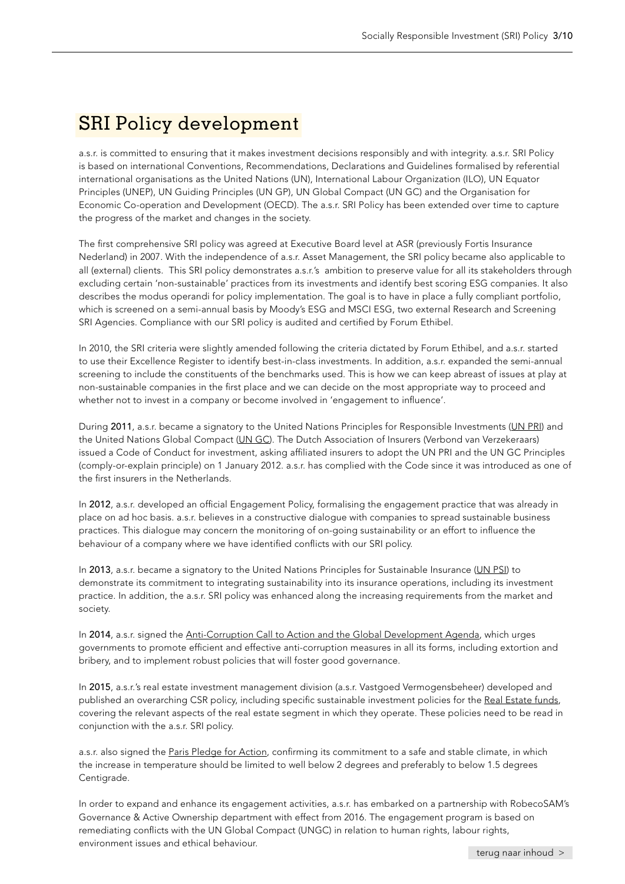# SRI Policy development

a.s.r. is committed to ensuring that it makes investment decisions responsibly and with integrity. a.s.r. SRI Policy is based on international Conventions, Recommendations, Declarations and Guidelines formalised by referential international organisations as the United Nations (UN), International Labour Organization (ILO), UN Equator Principles (UNEP), UN Guiding Principles (UN GP), UN Global Compact (UN GC) and the Organisation for Economic Co-operation and Development (OECD). The a.s.r. SRI Policy has been extended over time to capture the progress of the market and changes in the society.

The first comprehensive SRI policy was agreed at Executive Board level at ASR (previously Fortis Insurance Nederland) in 2007. With the independence of a.s.r. Asset Management, the SRI policy became also applicable to all (external) clients. This SRI policy demonstrates a.s.r.'s ambition to preserve value for all its stakeholders through excluding certain 'non-sustainable' practices from its investments and identify best scoring ESG companies. It also describes the modus operandi for policy implementation. The goal is to have in place a fully compliant portfolio, which is screened on a semi-annual basis by Moody's ESG and MSCI ESG, two external Research and Screening SRI Agencies. Compliance with our SRI policy is audited and certified by Forum Ethibel.

In 2010, the SRI criteria were slightly amended following the criteria dictated by Forum Ethibel, and a.s.r. started to use their Excellence Register to identify best-in-class investments. In addition, a.s.r. expanded the semi-annual screening to include the constituents of the benchmarks used. This is how we can keep abreast of issues at play at non-sustainable companies in the first place and we can decide on the most appropriate way to proceed and whether not to invest in a company or become involved in 'engagement to influence'.

During **2011**, a.s.r. became a signatory to the United Nations Principles for Responsible Investments (UN PRI) and the United Nations Global Compact (UN GC). The Dutch Association of Insurers (Verbond van Verzekeraars) issued a Code of Conduct for investment, asking affiliated insurers to adopt the UN PRI and the UN GC Principles (comply-or-explain principle) on 1 January 2012. a.s.r. has complied with the Code since it was introduced as one of the first insurers in the Netherlands.

In **2012**, a.s.r. developed an official Engagement Policy, formalising the engagement practice that was already in place on ad hoc basis. a.s.r. believes in a constructive dialogue with companies to spread sustainable business practices. This dialogue may concern the monitoring of on-going sustainability or an effort to influence the behaviour of a company where we have identified conflicts with our SRI policy.

In **2013**, a.s.r. became a signatory to the United Nations Principles for Sustainable Insurance (UN PSI) to demonstrate its commitment to integrating sustainability into its insurance operations, including its investment practice. In addition, the a.s.r. SRI policy was enhanced along the increasing requirements from the market and society.

In **2014**, a.s.r. signed the Anti-Corruption Call to Action and the Global Development Agenda, which urges governments to promote efficient and effective anti-corruption measures in all its forms, including extortion and bribery, and to implement robust policies that will foster good governance.

In **2015**, a.s.r.'s real estate investment management division (a.s.r. Vastgoed Vermogensbeheer) developed and published an overarching CSR policy, including specific sustainable investment policies for the Real Estate funds, covering the relevant aspects of the real estate segment in which they operate. These policies need to be read in conjunction with the a.s.r. SRI policy.

a.s.r. also signed the Paris Pledge for Action, confirming its commitment to a safe and stable climate, in which the increase in temperature should be limited to well below 2 degrees and preferably to below 1.5 degrees Centigrade.

In order to expand and enhance its engagement activities, a.s.r. has embarked on a partnership with RobecoSAM's Governance & Active Ownership department with effect from 2016. The engagement program is based on remediating conflicts with the UN Global Compact (UNGC) in relation to human rights, labour rights, environment issues and ethical behaviour.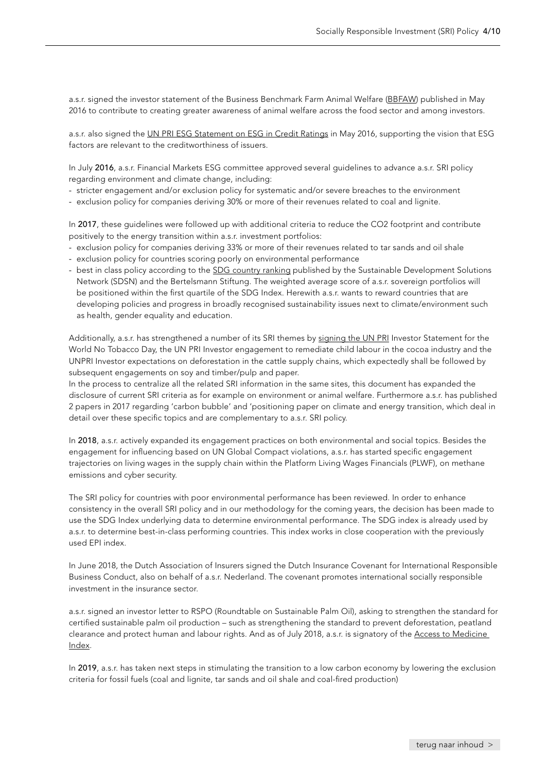a.s.r. signed the investor statement of the Business Benchmark Farm Animal Welfare (BBFAW) published in May 2016 to contribute to creating greater awareness of animal welfare across the food sector and among investors.

a.s.r. also signed the UN PRI ESG Statement on ESG in Credit Ratings in May 2016, supporting the vision that ESG factors are relevant to the creditworthiness of issuers.

In July **2016**, a.s.r. Financial Markets ESG committee approved several guidelines to advance a.s.r. SRI policy regarding environment and climate change, including:

- stricter engagement and/or exclusion policy for systematic and/or severe breaches to the environment
- exclusion policy for companies deriving 30% or more of their revenues related to coal and lignite.

In **2017**, these guidelines were followed up with additional criteria to reduce the $CO_2$ footprint and contribute positively to the energy transition within a.s.r. investment portfolios:

- exclusion policy for companies deriving 33% or more of their revenues related to tar sands and oil shale
- exclusion policy for countries scoring poorly on environmental performance
- best in class policy according to the SDG country ranking published by the Sustainable Development Solutions Network (SDSN) and the Bertelsmann Stiftung. The weighted average score of a.s.r. sovereign portfolios will be positioned within the first quartile of the SDG Index. Herewith a.s.r. wants to reward countries that are developing policies and progress in broadly recognised sustainability issues next to climate/environment such as health, gender equality and education.

Additionally, a.s.r. has strengthened a number of its SRI themes by signing the UN PRI Investor Statement for the World No Tobacco Day, the UN PRI Investor engagement to remediate child labour in the cocoa industry and the UNPRI Investor expectations on deforestation in the cattle supply chains, which expectedly shall be followed by subsequent engagements on soy and timber/pulp and paper.
In the process to centralize all the related SRI information in the same sites, this document has expanded the disclosure of current SRI criteria as for example on environment or animal welfare. Furthermore a.s.r. has published 2 papers in 2017 regarding 'carbon bubble' and 'positioning paper on climate and energy transition, which deal in detail over these specific topics and are complementary to a.s.r. SRI policy.

In **2018**, a.s.r. actively expanded its engagement practices on both environmental and social topics. Besides the engagement for influencing based on UN Global Compact violations, a.s.r. has started specific engagement trajectories on living wages in the supply chain within the Platform Living Wages Financials (PLWF), on methane emissions and cyber security.

The SRI policy for countries with poor environmental performance has been reviewed. In order to enhance consistency in the overall SRI policy and in our methodology for the coming years, the decision has been made to use the SDG Index underlying data to determine environmental performance. The SDG index is already used by a.s.r. to determine best-in-class performing countries. This index works in close cooperation with the previously used EPI index.

In June 2018, the Dutch Association of Insurers signed the Dutch Insurance Covenant for International Responsible Business Conduct, also on behalf of a.s.r. Nederland. The covenant promotes international socially responsible investment in the insurance sector.

a.s.r. signed an investor letter to RSPO (Roundtable on Sustainable Palm Oil), asking to strengthen the standard for certified sustainable palm oil production – such as strengthening the standard to prevent deforestation, peatland clearance and protect human and labour rights. And as of July 2018, a.s.r. is signatory of the Access to Medicine Index.

In **2019**, a.s.r. has taken next steps in stimulating the transition to a low carbon economy by lowering the exclusion criteria for fossil fuels (coal and lignite, tar sands and oil shale and coal-fired production)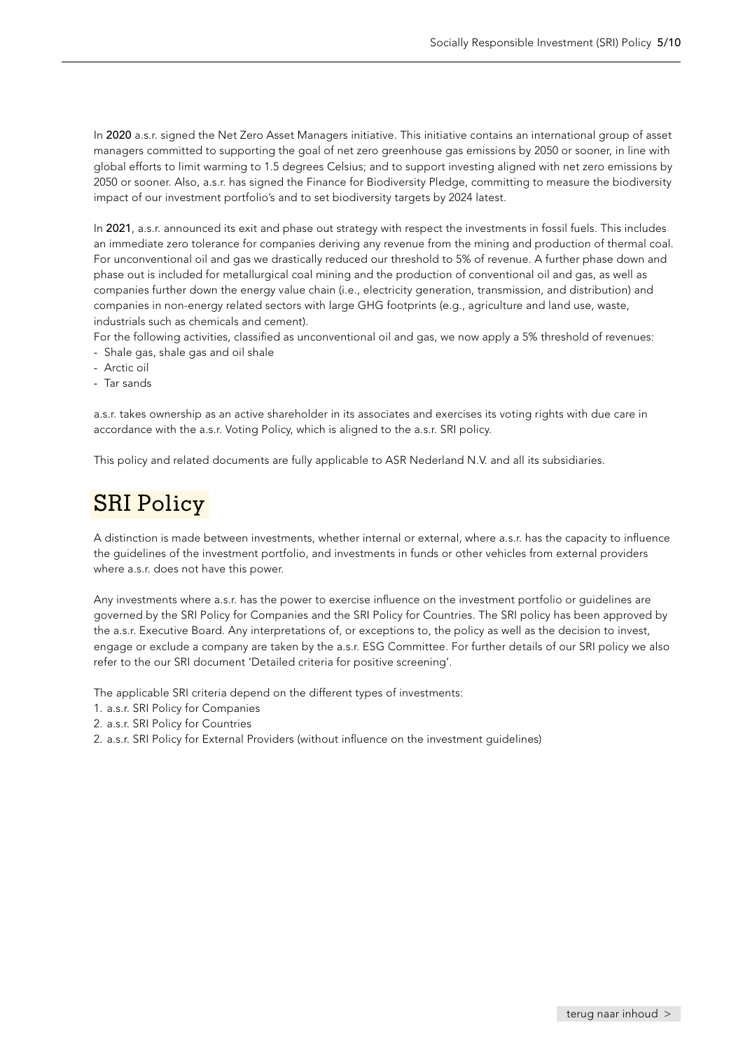In **2020** a.s.r. signed the Net Zero Asset Managers initiative. This initiative contains an international group of asset managers committed to supporting the goal of net zero greenhouse gas emissions by 2050 or sooner, in line with global efforts to limit warming to 1.5 degrees Celsius; and to support investing aligned with net zero emissions by 2050 or sooner. Also, a.s.r. has signed the Finance for Biodiversity Pledge, committing to measure the biodiversity impact of our investment portfolio's and to set biodiversity targets by 2024 latest.

In **2021**, a.s.r. announced its exit and phase out strategy with respect the investments in fossil fuels. This includes an immediate zero tolerance for companies deriving any revenue from the mining and production of thermal coal. For unconventional oil and gas we drastically reduced our threshold to 5% of revenue. A further phase down and phase out is included for metallurgical coal mining and the production of conventional oil and gas, as well as companies further down the energy value chain (i.e., electricity generation, transmission, and distribution) and companies in non-energy related sectors with large GHG footprints (e.g., agriculture and land use, waste, industrials such as chemicals and cement).

For the following activities, classified as unconventional oil and gas, we now apply a 5% threshold of revenues:
- Shale gas, shale gas and oil shale
- Arctic oil
- Tar sands

a.s.r. takes ownership as an active shareholder in its associates and exercises its voting rights with due care in accordance with the a.s.r. Voting Policy, which is aligned to the a.s.r. SRI policy.

This policy and related documents are fully applicable to ASR Nederland N.V. and all its subsidiaries.

# SRI Policy

A distinction is made between investments, whether internal or external, where a.s.r. has the capacity to influence the guidelines of the investment portfolio, and investments in funds or other vehicles from external providers where a.s.r. does not have this power.

Any investments where a.s.r. has the power to exercise influence on the investment portfolio or guidelines are governed by the SRI Policy for Companies and the SRI Policy for Countries. The SRI policy has been approved by the a.s.r. Executive Board. Any interpretations of, or exceptions to, the policy as well as the decision to invest, engage or exclude a company are taken by the a.s.r. ESG Committee. For further details of our SRI policy we also refer to the our SRI document 'Detailed criteria for positive screening'.

The applicable SRI criteria depend on the different types of investments:

1. a.s.r. SRI Policy for Companies
2. a.s.r. SRI Policy for Countries
2. a.s.r. SRI Policy for External Providers (without influence on the investment guidelines)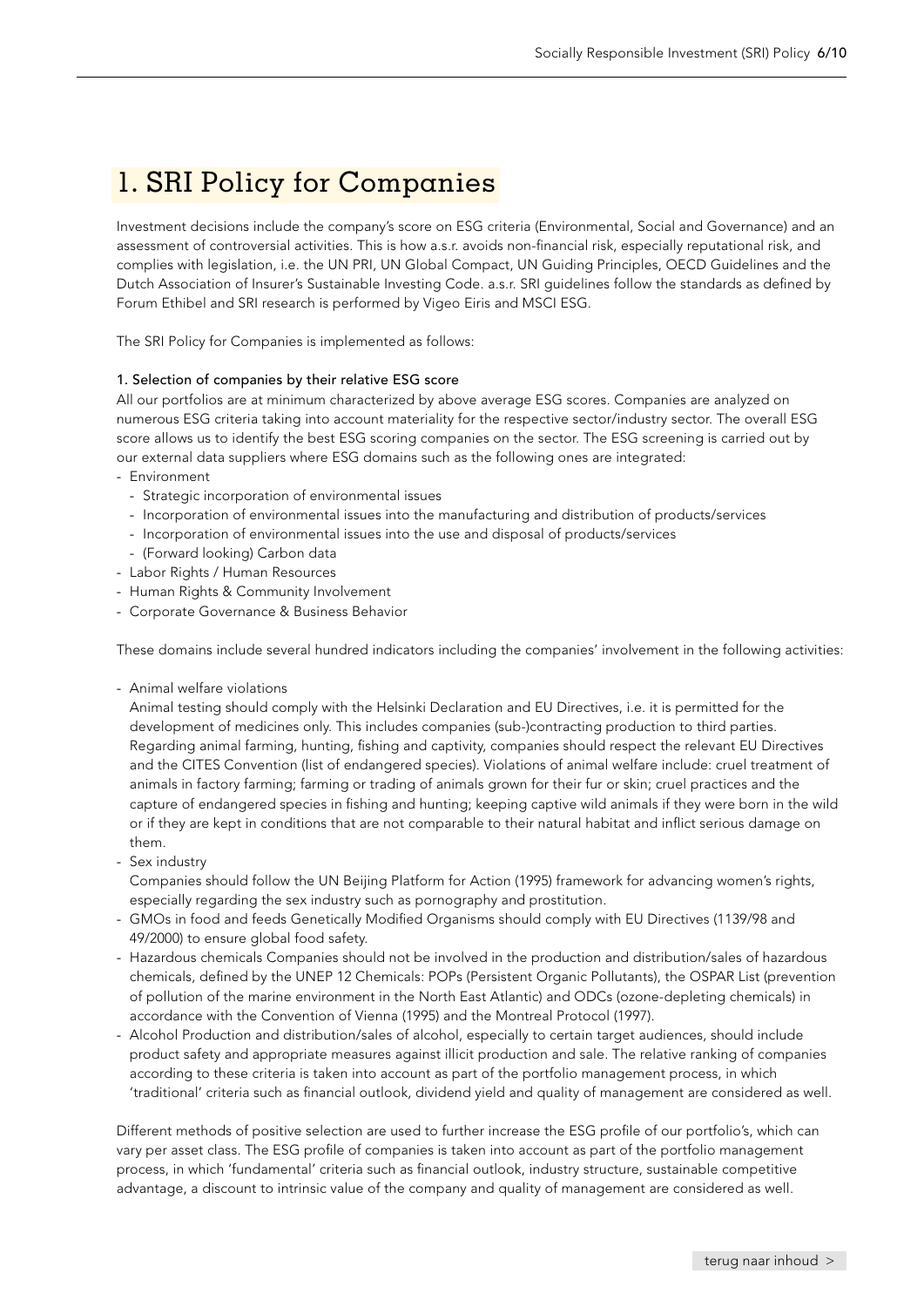# 1. SRI Policy for Companies

Investment decisions include the company's score on ESG criteria (Environmental, Social and Governance) and an assessment of controversial activities. This is how a.s.r. avoids non-financial risk, especially reputational risk, and complies with legislation, i.e. the UN PRI, UN Global Compact, UN Guiding Principles, OECD Guidelines and the Dutch Association of Insurer's Sustainable Investing Code. a.s.r. SRI guidelines follow the standards as defined by Forum Ethibel and SRI research is performed by Vigeo Eiris and MSCI ESG.

The SRI Policy for Companies is implemented as follows:

#### 1. Selection of companies by their relative ESG score

All our portfolios are at minimum characterized by above average ESG scores. Companies are analyzed on numerous ESG criteria taking into account materiality for the respective sector/industry sector. The overall ESG score allows us to identify the best ESG scoring companies on the sector. The ESG screening is carried out by our external data suppliers where ESG domains such as the following ones are integrated:

- Environment
  - Strategic incorporation of environmental issues
  - Incorporation of environmental issues into the manufacturing and distribution of products/services
  - Incorporation of environmental issues into the use and disposal of products/services
  - (Forward looking) Carbon data
- Labor Rights / Human Resources
- Human Rights & Community Involvement
- Corporate Governance & Business Behavior

These domains include several hundred indicators including the companies' involvement in the following activities:

- Animal welfare violations
  Animal testing should comply with the Helsinki Declaration and EU Directives, i.e. it is permitted for the development of medicines only. This includes companies (sub-)contracting production to third parties. Regarding animal farming, hunting, fishing and captivity, companies should respect the relevant EU Directives and the CITES Convention (list of endangered species). Violations of animal welfare include: cruel treatment of animals in factory farming; farming or trading of animals grown for their fur or skin; cruel practices and the capture of endangered species in fishing and hunting; keeping captive wild animals if they were born in the wild or if they are kept in conditions that are not comparable to their natural habitat and inflict serious damage on them.
- Sex industry
  Companies should follow the UN Beijing Platform for Action (1995) framework for advancing women's rights, especially regarding the sex industry such as pornography and prostitution.
- GMOs in food and feeds Genetically Modified Organisms should comply with EU Directives (1139/98 and 49/2000) to ensure global food safety.
- Hazardous chemicals Companies should not be involved in the production and distribution/sales of hazardous chemicals, defined by the UNEP 12 Chemicals: POPs (Persistent Organic Pollutants), the OSPAR List (prevention of pollution of the marine environment in the North East Atlantic) and ODCs (ozone-depleting chemicals) in accordance with the Convention of Vienna (1995) and the Montreal Protocol (1997).
- Alcohol Production and distribution/sales of alcohol, especially to certain target audiences, should include product safety and appropriate measures against illicit production and sale. The relative ranking of companies according to these criteria is taken into account as part of the portfolio management process, in which 'traditional' criteria such as financial outlook, dividend yield and quality of management are considered as well.

Different methods of positive selection are used to further increase the ESG profile of our portfolio's, which can vary per asset class. The ESG profile of companies is taken into account as part of the portfolio management process, in which 'fundamental' criteria such as financial outlook, industry structure, sustainable competitive advantage, a discount to intrinsic value of the company and quality of management are considered as well.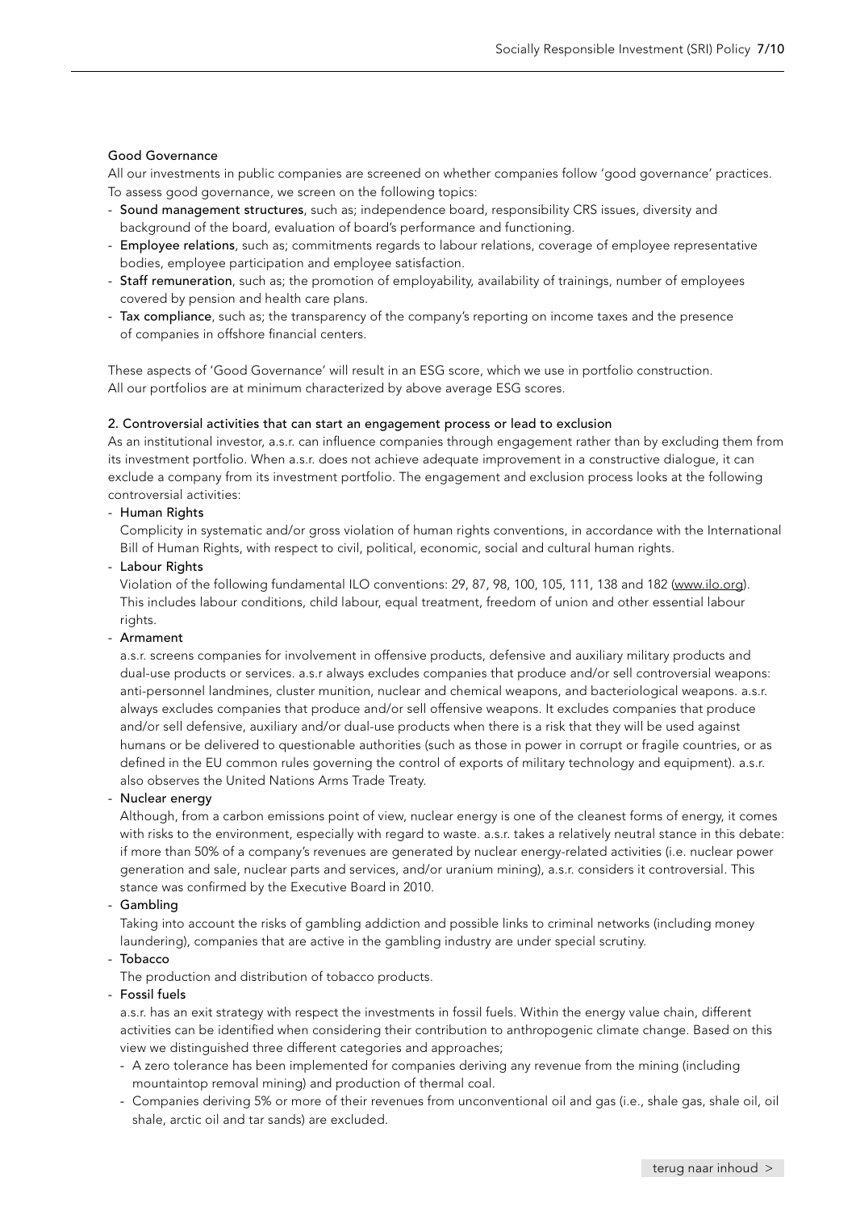### Good Governance

All our investments in public companies are screened on whether companies follow 'good governance' practices. To assess good governance, we screen on the following topics:

- **Sound management structures**, such as; independence board, responsibility CRS issues, diversity and background of the board, evaluation of board's performance and functioning.
- **Employee relations**, such as; commitments regards to labour relations, coverage of employee representative bodies, employee participation and employee satisfaction.
- **Staff remuneration**, such as; the promotion of employability, availability of trainings, number of employees covered by pension and health care plans.
- **Tax compliance**, such as; the transparency of the company's reporting on income taxes and the presence of companies in offshore financial centers.

These aspects of 'Good Governance' will result in an ESG score, which we use in portfolio construction. All our portfolios are at minimum characterized by above average ESG scores.

### 2. Controversial activities that can start an engagement process or lead to exclusion

As an institutional investor, a.s.r. can influence companies through engagement rather than by excluding them from its investment portfolio. When a.s.r. does not achieve adequate improvement in a constructive dialogue, it can exclude a company from its investment portfolio. The engagement and exclusion process looks at the following controversial activities:

- **Human Rights**
  Complicity in systematic and/or gross violation of human rights conventions, in accordance with the International Bill of Human Rights, with respect to civil, political, economic, social and cultural human rights.
- **Labour Rights**
  Violation of the following fundamental ILO conventions: 29, 87, 98, 100, 105, 111, 138 and 182 (www.ilo.org). This includes labour conditions, child labour, equal treatment, freedom of union and other essential labour rights.
- **Armament**
  a.s.r. screens companies for involvement in offensive products, defensive and auxiliary military products and dual-use products or services. a.s.r always excludes companies that produce and/or sell controversial weapons: anti-personnel landmines, cluster munition, nuclear and chemical weapons, and bacteriological weapons. a.s.r. always excludes companies that produce and/or sell offensive weapons. It excludes companies that produce and/or sell defensive, auxiliary and/or dual-use products when there is a risk that they will be used against humans or be delivered to questionable authorities (such as those in power in corrupt or fragile countries, or as defined in the EU common rules governing the control of exports of military technology and equipment). a.s.r. also observes the United Nations Arms Trade Treaty.
- **Nuclear energy**
  Although, from a carbon emissions point of view, nuclear energy is one of the cleanest forms of energy, it comes with risks to the environment, especially with regard to waste. a.s.r. takes a relatively neutral stance in this debate: if more than 50% of a company's revenues are generated by nuclear energy-related activities (i.e. nuclear power generation and sale, nuclear parts and services, and/or uranium mining), a.s.r. considers it controversial. This stance was confirmed by the Executive Board in 2010.
- **Gambling**
  Taking into account the risks of gambling addiction and possible links to criminal networks (including money laundering), companies that are active in the gambling industry are under special scrutiny.
- **Tobacco**
  The production and distribution of tobacco products.
- **Fossil fuels**
  a.s.r. has an exit strategy with respect the investments in fossil fuels. Within the energy value chain, different activities can be identified when considering their contribution to anthropogenic climate change. Based on this view we distinguished three different categories and approaches;
  - A zero tolerance has been implemented for companies deriving any revenue from the mining (including mountaintop removal mining) and production of thermal coal.
  - Companies deriving 5% or more of their revenues from unconventional oil and gas (i.e., shale gas, shale oil, oil shale, arctic oil and tar sands) are excluded.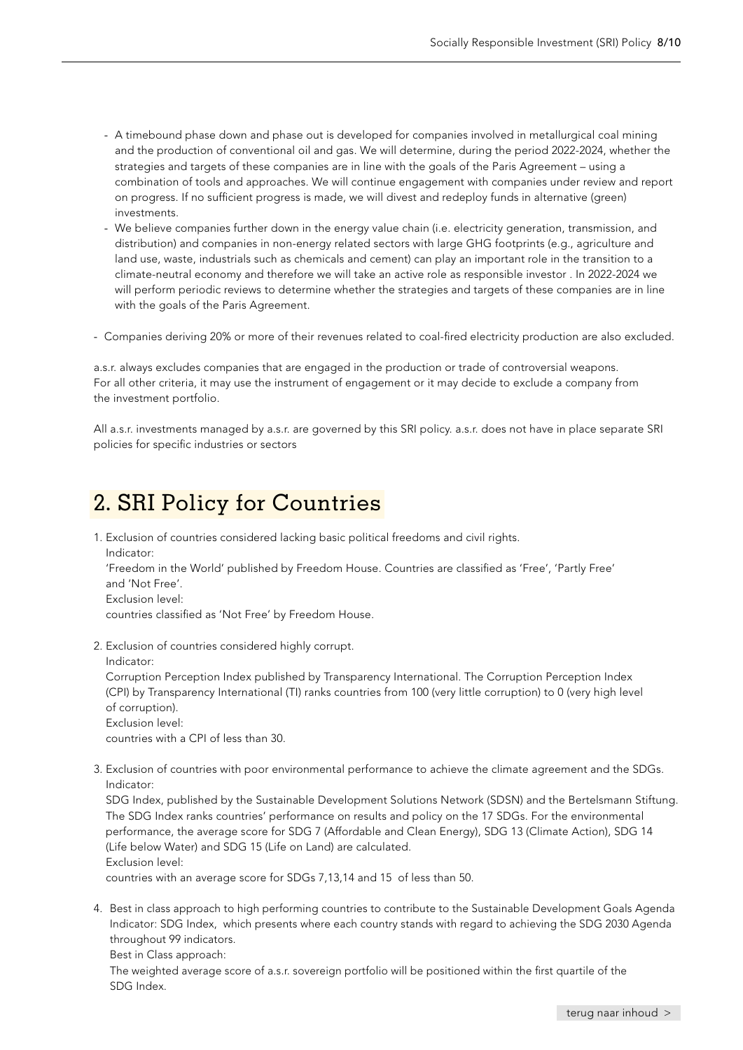- A timebound phase down and phase out is developed for companies involved in metallurgical coal mining and the production of conventional oil and gas. We will determine, during the period 2022-2024, whether the strategies and targets of these companies are in line with the goals of the Paris Agreement – using a combination of tools and approaches. We will continue engagement with companies under review and report on progress. If no sufficient progress is made, we will divest and redeploy funds in alternative (green) investments.
- We believe companies further down in the energy value chain (i.e. electricity generation, transmission, and distribution) and companies in non-energy related sectors with large GHG footprints (e.g., agriculture and land use, waste, industrials such as chemicals and cement) can play an important role in the transition to a climate-neutral economy and therefore we will take an active role as responsible investor . In 2022-2024 we will perform periodic reviews to determine whether the strategies and targets of these companies are in line with the goals of the Paris Agreement.

- Companies deriving 20% or more of their revenues related to coal-fired electricity production are also excluded.

a.s.r. always excludes companies that are engaged in the production or trade of controversial weapons. For all other criteria, it may use the instrument of engagement or it may decide to exclude a company from the investment portfolio.

All a.s.r. investments managed by a.s.r. are governed by this SRI policy. a.s.r. does not have in place separate SRI policies for specific industries or sectors

## 2. SRI Policy for Countries

1. Exclusion of countries considered lacking basic political freedoms and civil rights.
   Indicator:
   'Freedom in the World' published by Freedom House. Countries are classified as 'Free', 'Partly Free' and 'Not Free'.
   Exclusion level:
   countries classified as 'Not Free' by Freedom House.

2. Exclusion of countries considered highly corrupt.
   Indicator:
   Corruption Perception Index published by Transparency International. The Corruption Perception Index (CPI) by Transparency International (TI) ranks countries from 100 (very little corruption) to 0 (very high level of corruption).
   Exclusion level:
   countries with a CPI of less than 30.

3. Exclusion of countries with poor environmental performance to achieve the climate agreement and the SDGs.
   Indicator:
   SDG Index, published by the Sustainable Development Solutions Network (SDSN) and the Bertelsmann Stiftung. The SDG Index ranks countries' performance on results and policy on the 17 SDGs. For the environmental performance, the average score for SDG 7 (Affordable and Clean Energy), SDG 13 (Climate Action), SDG 14 (Life below Water) and SDG 15 (Life on Land) are calculated.
   Exclusion level:
   countries with an average score for SDGs 7,13,14 and 15 of less than 50.

4. Best in class approach to high performing countries to contribute to the Sustainable Development Goals Agenda
   Indicator: SDG Index, which presents where each country stands with regard to achieving the SDG 2030 Agenda throughout 99 indicators.
   Best in Class approach:
   The weighted average score of a.s.r. sovereign portfolio will be positioned within the first quartile of the SDG Index.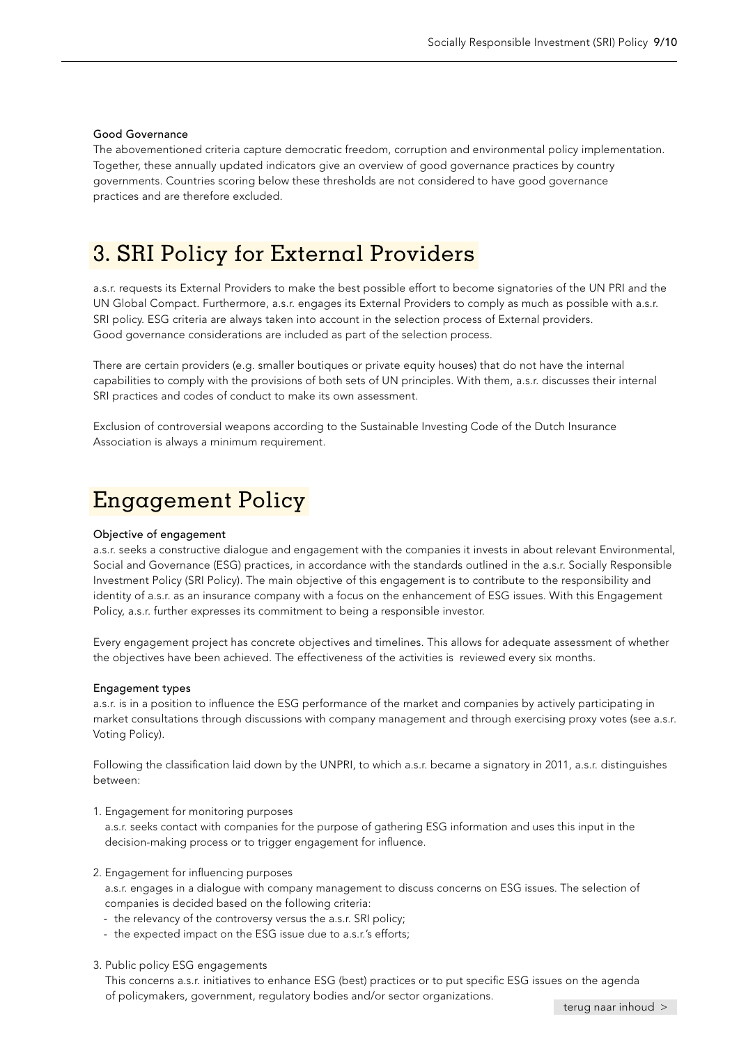#### Good Governance

The abovementioned criteria capture democratic freedom, corruption and environmental policy implementation. Together, these annually updated indicators give an overview of good governance practices by country governments. Countries scoring below these thresholds are not considered to have good governance practices and are therefore excluded.

## 3. SRI Policy for External Providers

a.s.r. requests its External Providers to make the best possible effort to become signatories of the UN PRI and the UN Global Compact. Furthermore, a.s.r. engages its External Providers to comply as much as possible with a.s.r. SRI policy. ESG criteria are always taken into account in the selection process of External providers. Good governance considerations are included as part of the selection process.

There are certain providers (e.g. smaller boutiques or private equity houses) that do not have the internal capabilities to comply with the provisions of both sets of UN principles. With them, a.s.r. discusses their internal SRI practices and codes of conduct to make its own assessment.

Exclusion of controversial weapons according to the Sustainable Investing Code of the Dutch Insurance Association is always a minimum requirement.

## Engagement Policy

#### Objective of engagement

a.s.r. seeks a constructive dialogue and engagement with the companies it invests in about relevant Environmental, Social and Governance (ESG) practices, in accordance with the standards outlined in the a.s.r. Socially Responsible Investment Policy (SRI Policy). The main objective of this engagement is to contribute to the responsibility and identity of a.s.r. as an insurance company with a focus on the enhancement of ESG issues. With this Engagement Policy, a.s.r. further expresses its commitment to being a responsible investor.

Every engagement project has concrete objectives and timelines. This allows for adequate assessment of whether the objectives have been achieved. The effectiveness of the activities is reviewed every six months.

#### Engagement types

a.s.r. is in a position to influence the ESG performance of the market and companies by actively participating in market consultations through discussions with company management and through exercising proxy votes (see a.s.r. Voting Policy).

Following the classification laid down by the UNPRI, to which a.s.r. became a signatory in 2011, a.s.r. distinguishes between:

1. Engagement for monitoring purposes
   a.s.r. seeks contact with companies for the purpose of gathering ESG information and uses this input in the decision-making process or to trigger engagement for influence.

2. Engagement for influencing purposes
   a.s.r. engages in a dialogue with company management to discuss concerns on ESG issues. The selection of companies is decided based on the following criteria:
   - the relevancy of the controversy versus the a.s.r. SRI policy;
   - the expected impact on the ESG issue due to a.s.r.'s efforts;

3. Public policy ESG engagements
   This concerns a.s.r. initiatives to enhance ESG (best) practices or to put specific ESG issues on the agenda of policymakers, government, regulatory bodies and/or sector organizations.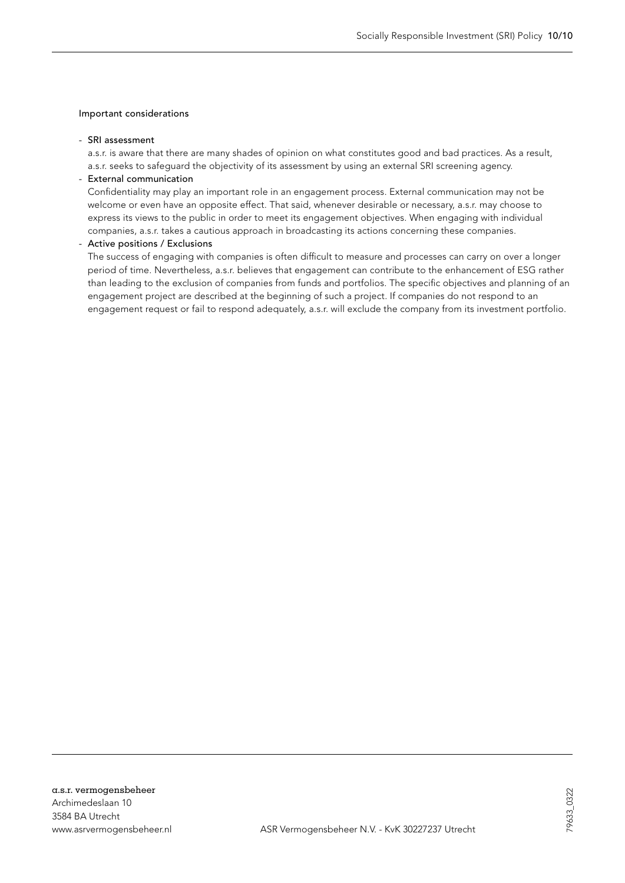Important considerations

- SRI assessment

  a.s.r. is aware that there are many shades of opinion on what constitutes good and bad practices. As a result, a.s.r. seeks to safeguard the objectivity of its assessment by using an external SRI screening agency.

- External communication

  Confidentiality may play an important role in an engagement process. External communication may not be welcome or even have an opposite effect. That said, whenever desirable or necessary, a.s.r. may choose to express its views to the public in order to meet its engagement objectives. When engaging with individual companies, a.s.r. takes a cautious approach in broadcasting its actions concerning these companies.

- Active positions / Exclusions

  The success of engaging with companies is often difficult to measure and processes can carry on over a longer period of time. Nevertheless, a.s.r. believes that engagement can contribute to the enhancement of ESG rather than leading to the exclusion of companies from funds and portfolios. The specific objectives and planning of an engagement project are described at the beginning of such a project. If companies do not respond to an engagement request or fail to respond adequately, a.s.r. will exclude the company from its investment portfolio.

a.s.r. vermogensbeheer
Archimedeslaan 10
3584 BA Utrecht
www.asrvermogensbeheer.nl

ASR Vermogensbeheer N.V. - KvK 30227237 Utrecht

79633_0322